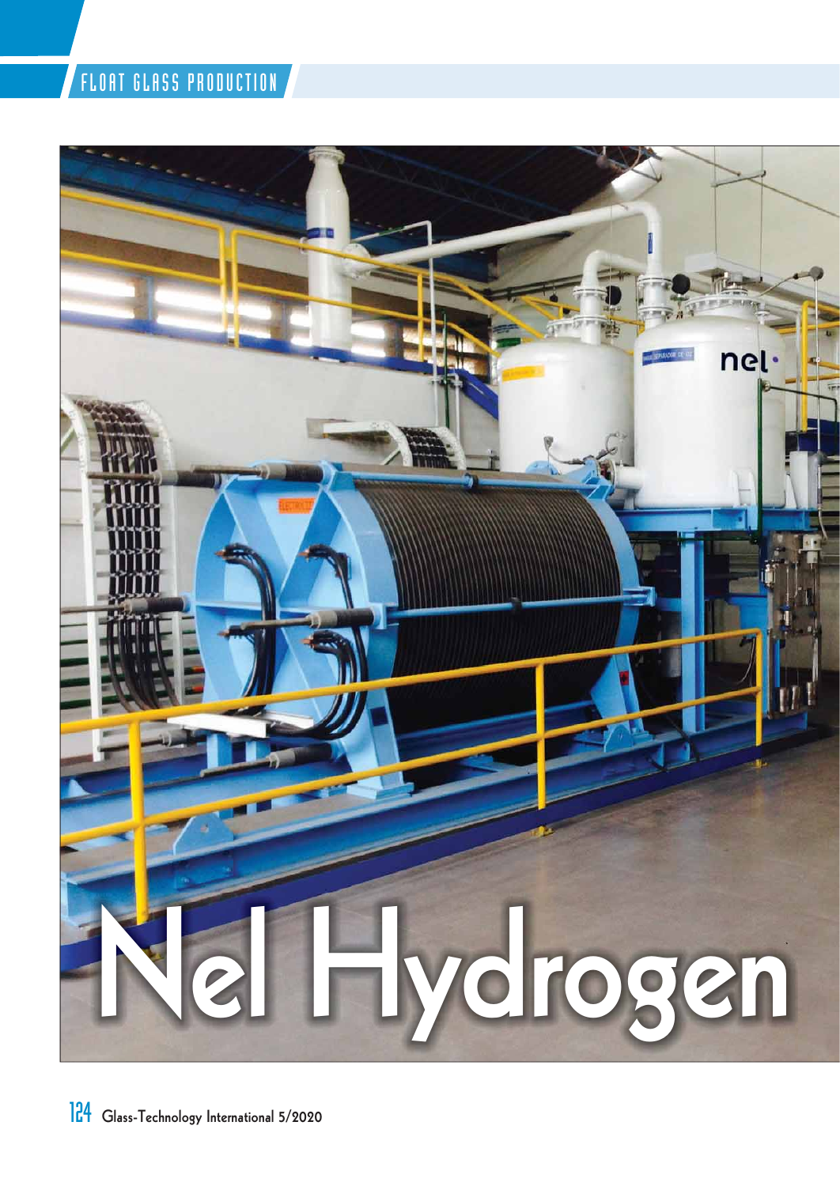# Nel Hydrogen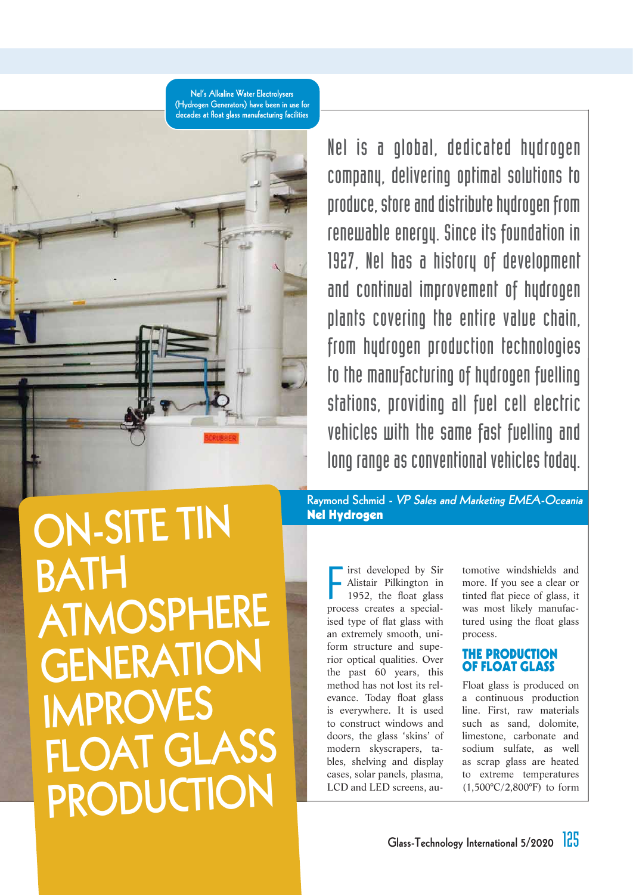# ON-SITE TIN BATH ATMOSPHERE GENERATION IMPROVES FLOAT GLASS PRODUCTION

Nel's Alkaline Water Electrolysers (Hydrogen Generators) have been in use for decades at float glass manufacturing facilities

Nel is a global, dedicated hydrogen company, delivering optimal solutions to produce, store and distribute hydrogen from renewable energy. Since its foundation in 1927, Nel has a history of development and continual improvement of hydrogen plants covering the entire value chain, from hydrogen production technologies to the manufacturing of hydrogen fuelling stations, providing all fuel cell electric vehicles with the same fast fuelling and long range as conventional vehicles today.

**Raymond Schmid** - *VP Sales and Marketing EMEA-Oceania*
**Nel Hydrogen**

First developed by Sir Alistair Pilkington in 1952, the float glass process creates a specialised type of flat glass with an extremely smooth, uniform structure and superior optical qualities. Over the past 60 years, this method has not lost its relevance. Today float glass is everywhere. It is used to construct windows and doors, the glass 'skins' of modern skyscrapers, tables, shelving and display cases, solar panels, plasma, LCD and LED screens, automotive windshields and more. If you see a clear or tinted flat piece of glass, it was most likely manufactured using the float glass process.

## THE PRODUCTION OF FLOAT GLASS

Float glass is produced on a continuous production line. First, raw materials such as sand, dolomite, limestone, carbonate and sodium sulfate, as well as scrap glass are heated to extreme temperatures (1,500°C/2,800°F) to form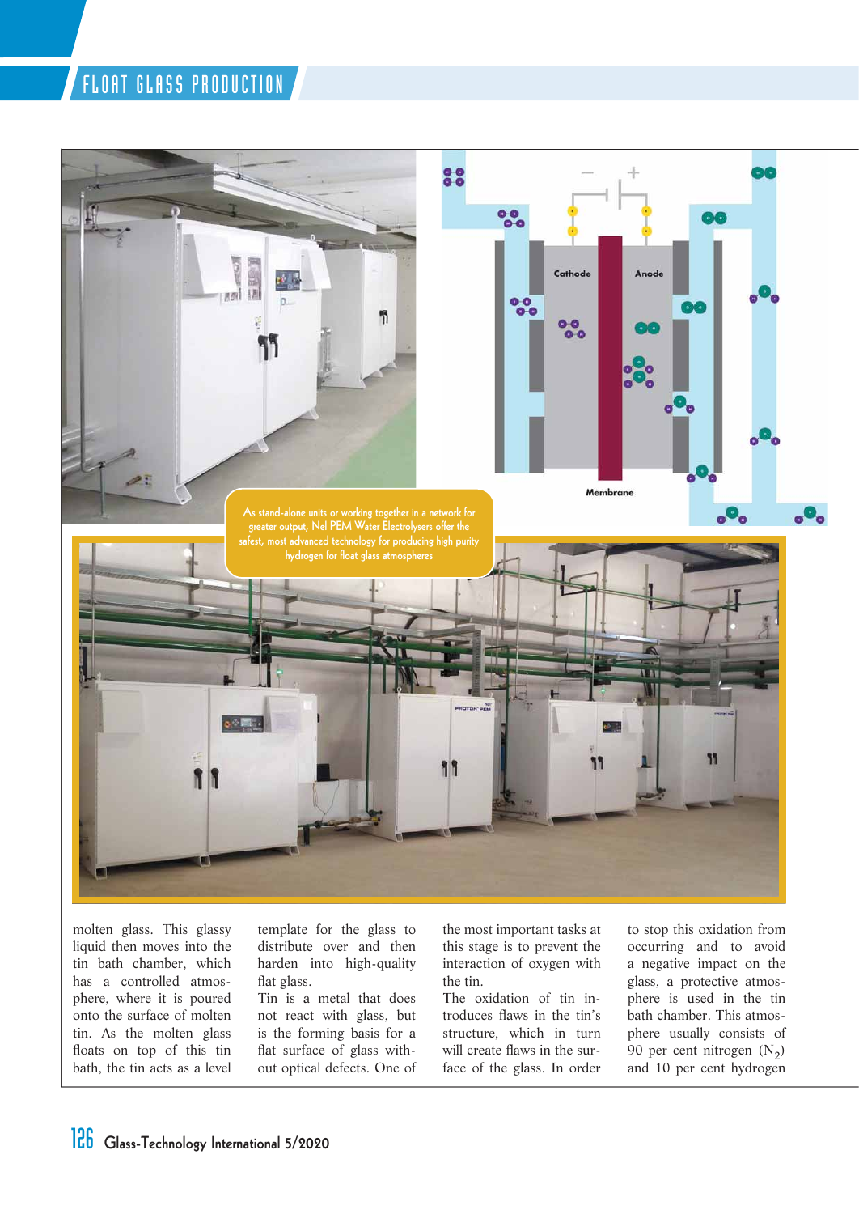As stand-alone units or working together in a network for greater output, Nel PEM Water Electrolysers offer the safest, most advanced technology for producing high purity hydrogen for float glass atmospheres

molten glass. This glassy liquid then moves into the tin bath chamber, which has a controlled atmosphere, where it is poured onto the surface of molten tin. As the molten glass floats on top of this tin bath, the tin acts as a level template for the glass to distribute over and then harden into high-quality flat glass.

Tin is a metal that does not react with glass, but is the forming basis for a flat surface of glass without optical defects. One of the most important tasks at this stage is to prevent the interaction of oxygen with the tin.

The oxidation of tin introduces flaws in the tin's structure, which in turn will create flaws in the surface of the glass. In order to stop this oxidation from occurring and to avoid a negative impact on the glass, a protective atmosphere is used in the tin bath chamber. This atmosphere usually consists of 90 per cent nitrogen ($N_2$) and 10 per cent hydrogen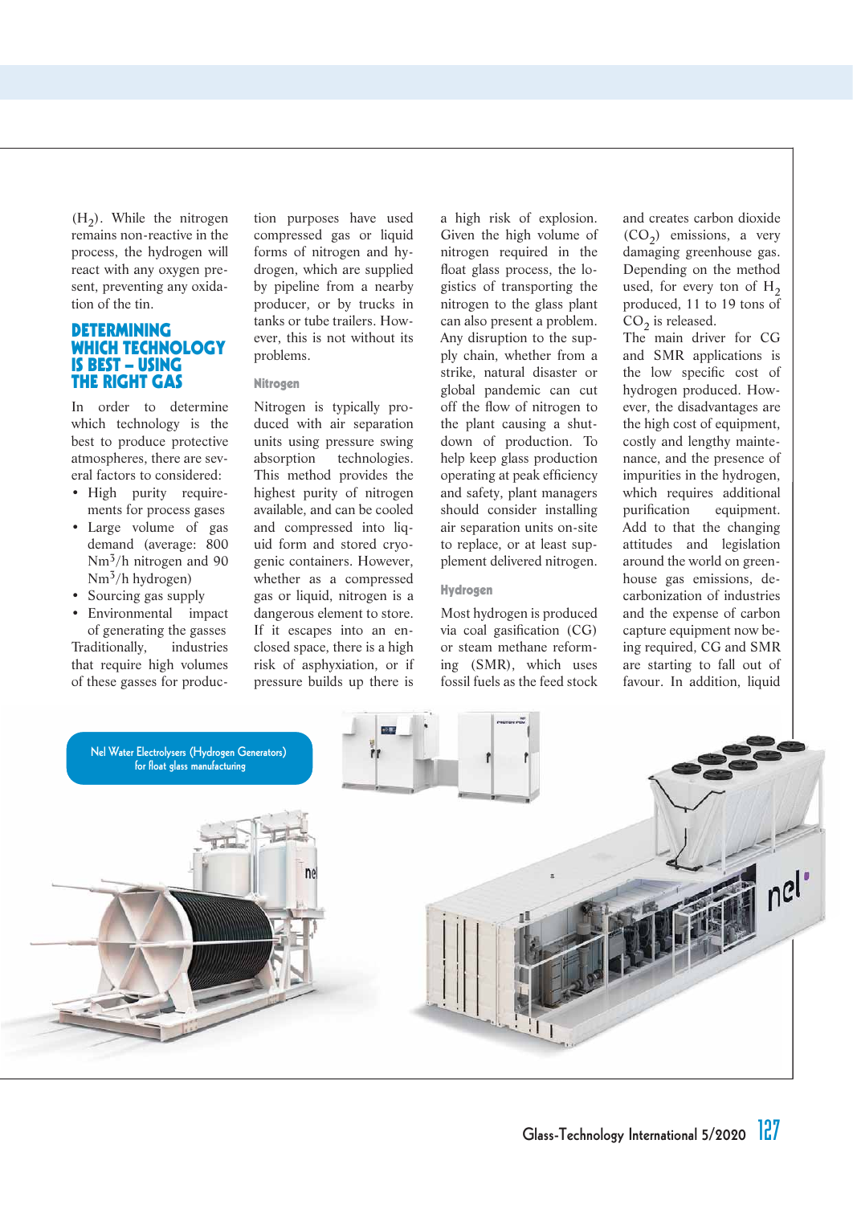($H_2$). While the nitrogen remains non-reactive in the process, the hydrogen will react with any oxygen present, preventing any oxidation of the tin.

## DETERMINING WHICH TECHNOLOGY IS BEST – USING THE RIGHT GAS

In order to determine which technology is the best to produce protective atmospheres, there are several factors to considered:

- High purity requirements for process gases
- Large volume of gas demand (average: 800 $Nm^3/h$ nitrogen and 90 $Nm^3/h$ hydrogen)
- Sourcing gas supply
- Environmental impact of generating the gasses

Traditionally, industries that require high volumes of these gasses for production purposes have used compressed gas or liquid forms of nitrogen and hydrogen, which are supplied by pipeline from a nearby producer, or by trucks in tanks or tube trailers. However, this is not without its problems.

### Nitrogen

Nitrogen is typically produced with air separation units using pressure swing absorption technologies. This method provides the highest purity of nitrogen available, and can be cooled and compressed into liquid form and stored cryogenic containers. However, whether as a compressed gas or liquid, nitrogen is a dangerous element to store. If it escapes into an enclosed space, there is a high risk of asphyxiation, or if pressure builds up there is a high risk of explosion. Given the high volume of nitrogen required in the float glass process, the logistics of transporting the nitrogen to the glass plant can also present a problem. Any disruption to the supply chain, whether from a strike, natural disaster or global pandemic can cut off the flow of nitrogen to the plant causing a shutdown of production. To help keep glass production operating at peak efficiency and safety, plant managers should consider installing air separation units on-site to replace, or at least supplement delivered nitrogen.

### Hydrogen

Most hydrogen is produced via coal gasification (CG) or steam methane reforming (SMR), which uses fossil fuels as the feed stock and creates carbon dioxide ($CO_2$) emissions, a very damaging greenhouse gas. Depending on the method used, for every ton of $H_2$ produced, 11 to 19 tons of $CO_2$ is released.

The main driver for CG and SMR applications is the low specific cost of hydrogen produced. However, the disadvantages are the high cost of equipment, costly and lengthy maintenance, and the presence of impurities in the hydrogen, which requires additional purification equipment. Add to that the changing attitudes and legislation around the world on greenhouse gas emissions, decarbonization of industries and the expense of carbon capture equipment now being required, CG and SMR are starting to fall out of favour. In addition, liquid

Nel Water Electrolysers (Hydrogen Generators) for float glass manufacturing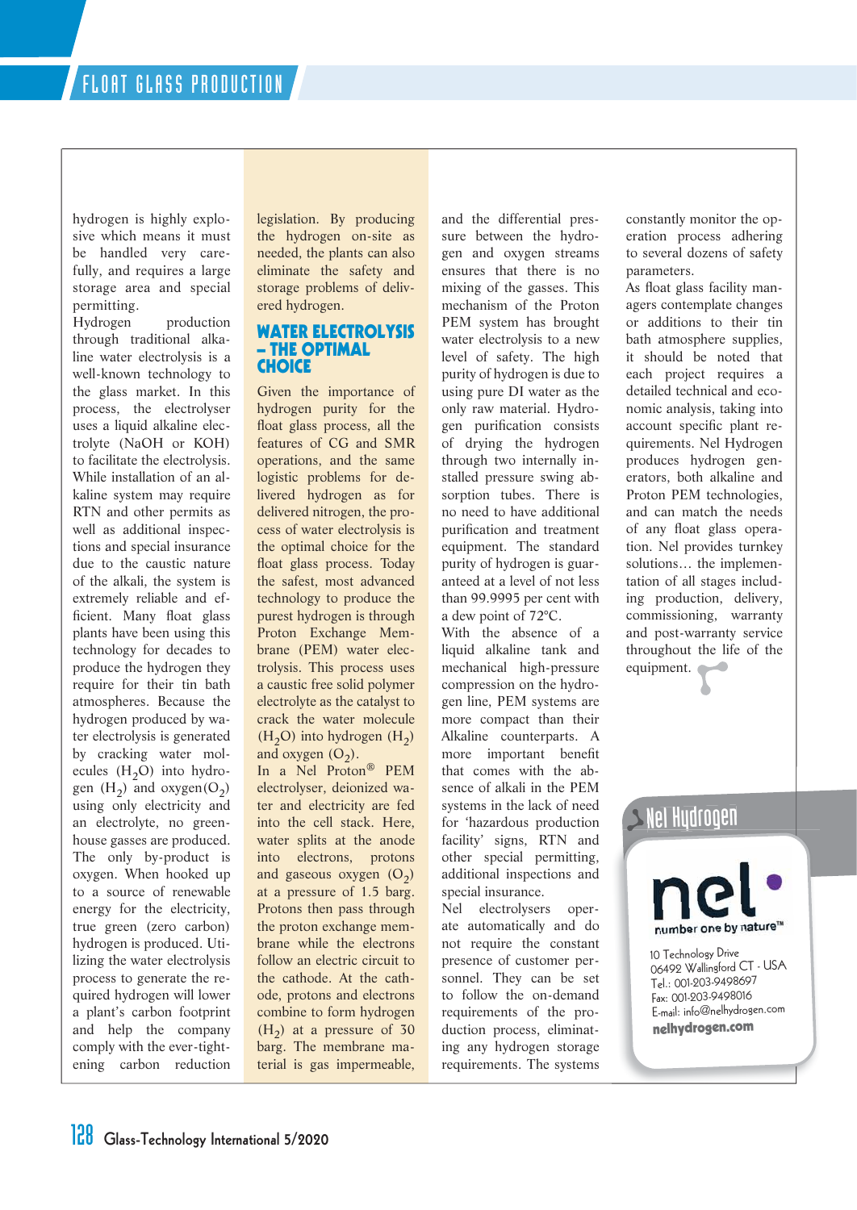hydrogen is highly explosive which means it must be handled very carefully, and requires a large storage area and special permitting.

Hydrogen production through traditional alkaline water electrolysis is a well-known technology to the glass market. In this process, the electrolyser uses a liquid alkaline electrolyte (NaOH or KOH) to facilitate the electrolysis. While installation of an alkaline system may require RTN and other permits as well as additional inspections and special insurance due to the caustic nature of the alkali, the system is extremely reliable and efficient. Many float glass plants have been using this technology for decades to produce the hydrogen they require for their tin bath atmospheres. Because the hydrogen produced by water electrolysis is generated by cracking water molecules ($H_2O$) into hydrogen ($H_2$) and oxygen($O_2$) using only electricity and an electrolyte, no greenhouse gasses are produced. The only by-product is oxygen. When hooked up to a source of renewable energy for the electricity, true green (zero carbon) hydrogen is produced. Utilizing the water electrolysis process to generate the required hydrogen will lower a plant's carbon footprint and help the company comply with the ever-tightening carbon reduction legislation. By producing the hydrogen on-site as needed, the plants can also eliminate the safety and storage problems of delivered hydrogen.

## WATER ELECTROLYSIS – THE OPTIMAL CHOICE

Given the importance of hydrogen purity for the float glass process, all the features of CG and SMR operations, and the same logistic problems for delivered hydrogen as for delivered nitrogen, the process of water electrolysis is the optimal choice for the float glass process. Today the safest, most advanced technology to produce the purest hydrogen is through Proton Exchange Membrane (PEM) water electrolysis. This process uses a caustic free solid polymer electrolyte as the catalyst to crack the water molecule ($H_2O$) into hydrogen ($H_2$) and oxygen ($O_2$).

In a Nel Proton® PEM electrolyser, deionized water and electricity are fed into the cell stack. Here, water splits at the anode into electrons, protons and gaseous oxygen ($O_2$) at a pressure of 1.5 barg. Protons then pass through the proton exchange membrane while the electrons follow an electric circuit to the cathode. At the cathode, protons and electrons combine to form hydrogen ($H_2$) at a pressure of 30 barg. The membrane material is gas impermeable, and the differential pressure between the hydrogen and oxygen streams ensures that there is no mixing of the gasses. This mechanism of the Proton PEM system has brought water electrolysis to a new level of safety. The high purity of hydrogen is due to using pure DI water as the only raw material. Hydrogen purification consists of drying the hydrogen through two internally installed pressure swing absorption tubes. There is no need to have additional purification and treatment equipment. The standard purity of hydrogen is guaranteed at a level of not less than 99.9995 per cent with a dew point of 72°C.

With the absence of a liquid alkaline tank and mechanical high-pressure compression on the hydrogen line, PEM systems are more compact than their Alkaline counterparts. A more important benefit that comes with the absence of alkali in the PEM systems in the lack of need for 'hazardous production facility' signs, RTN and other special permitting, additional inspections and special insurance.

Nel electrolysers operate automatically and do not require the constant presence of customer personnel. They can be set to follow the on-demand requirements of the production process, eliminating any hydrogen storage requirements. The systems constantly monitor the operation process adhering to several dozens of safety parameters.

As float glass facility managers contemplate changes or additions to their tin bath atmosphere supplies, it should be noted that each project requires a detailed technical and economic analysis, taking into account specific plant requirements. Nel Hydrogen produces hydrogen generators, both alkaline and Proton PEM technologies, and can match the needs of any float glass operation. Nel provides turnkey solutions… the implementation of all stages including production, delivery, commissioning, warranty and post-warranty service throughout the life of the equipment.

**Nel Hydrogen**

nel• number one by nature™

10 Technology Drive
06492 Wallingford CT - USA
Tel.: 001-203-9498697
Fax: 001-203-9498016
E-mail: info@nelhydrogen.com
**nelhydrogen.com**